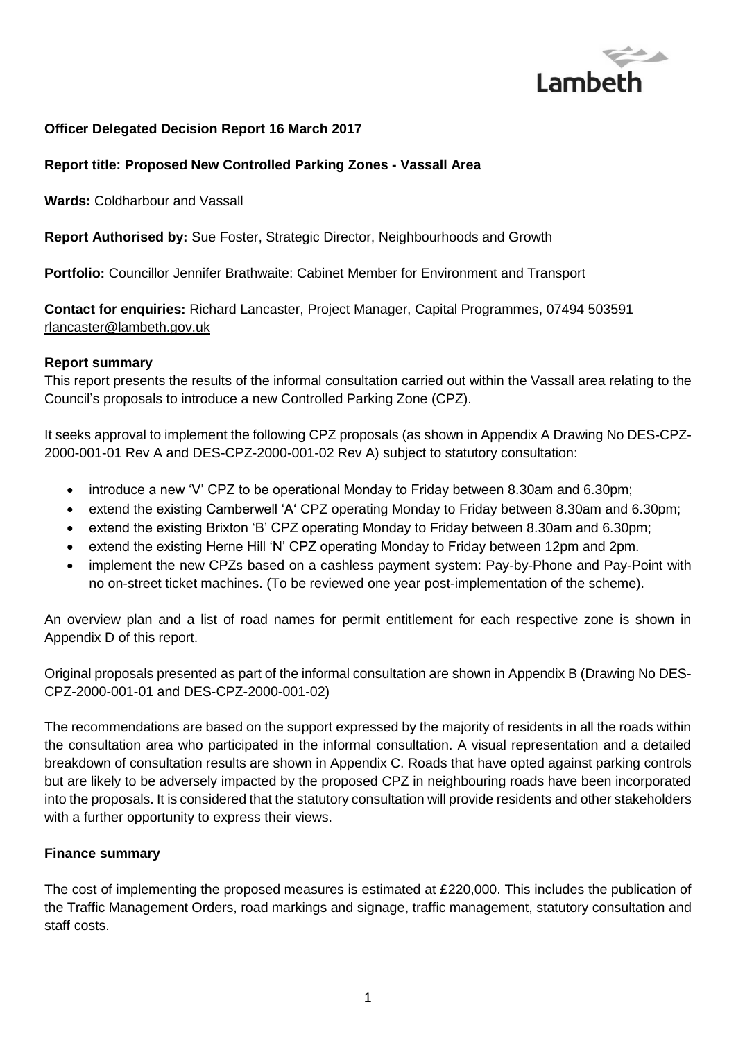Lambeth

**Officer Delegated Decision Report 16 March 2017**

**Report title: Proposed New Controlled Parking Zones - Vassall Area**

**Wards:** Coldharbour and Vassall

**Report Authorised by:** Sue Foster, Strategic Director, Neighbourhoods and Growth

**Portfolio:** Councillor Jennifer Brathwaite: Cabinet Member for Environment and Transport

**Contact for enquiries:** Richard Lancaster, Project Manager, Capital Programmes, 07494 503591 rlancaster@lambeth.gov.uk

**Report summary**

This report presents the results of the informal consultation carried out within the Vassall area relating to the Council's proposals to introduce a new Controlled Parking Zone (CPZ).

It seeks approval to implement the following CPZ proposals (as shown in Appendix A Drawing No DES-CPZ-2000-001-01 Rev A and DES-CPZ-2000-001-02 Rev A) subject to statutory consultation:

- introduce a new 'V' CPZ to be operational Monday to Friday between 8.30am and 6.30pm;
- extend the existing Camberwell 'A' CPZ operating Monday to Friday between 8.30am and 6.30pm;
- extend the existing Brixton 'B' CPZ operating Monday to Friday between 8.30am and 6.30pm;
- extend the existing Herne Hill 'N' CPZ operating Monday to Friday between 12pm and 2pm.
- implement the new CPZs based on a cashless payment system: Pay-by-Phone and Pay-Point with no on-street ticket machines. (To be reviewed one year post-implementation of the scheme).

An overview plan and a list of road names for permit entitlement for each respective zone is shown in Appendix D of this report.

Original proposals presented as part of the informal consultation are shown in Appendix B (Drawing No DES-CPZ-2000-001-01 and DES-CPZ-2000-001-02)

The recommendations are based on the support expressed by the majority of residents in all the roads within the consultation area who participated in the informal consultation. A visual representation and a detailed breakdown of consultation results are shown in Appendix C. Roads that have opted against parking controls but are likely to be adversely impacted by the proposed CPZ in neighbouring roads have been incorporated into the proposals. It is considered that the statutory consultation will provide residents and other stakeholders with a further opportunity to express their views.

**Finance summary**

The cost of implementing the proposed measures is estimated at £220,000. This includes the publication of the Traffic Management Orders, road markings and signage, traffic management, statutory consultation and staff costs.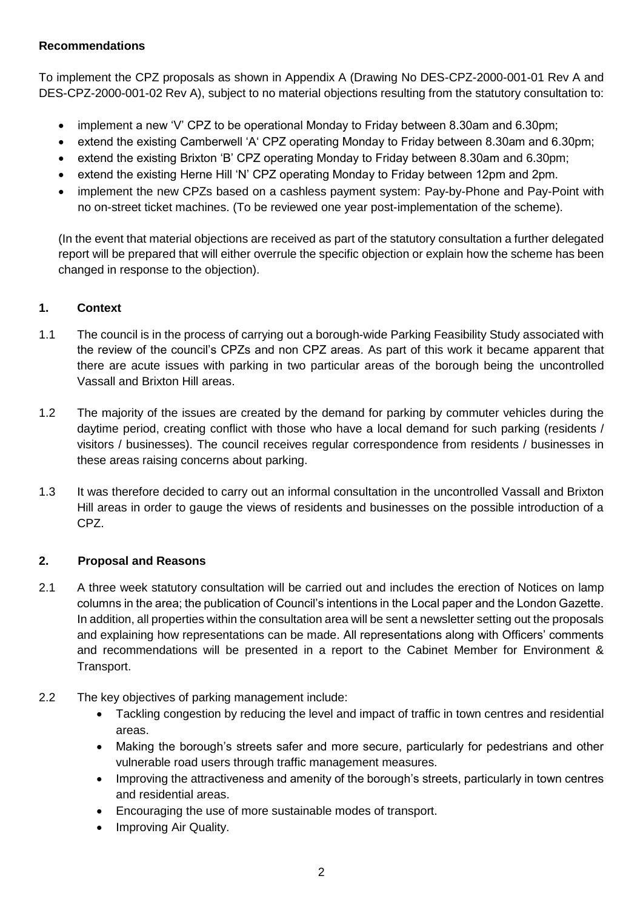**Recommendations**

To implement the CPZ proposals as shown in Appendix A (Drawing No DES-CPZ-2000-001-01 Rev A and DES-CPZ-2000-001-02 Rev A), subject to no material objections resulting from the statutory consultation to:

- implement a new 'V' CPZ to be operational Monday to Friday between 8.30am and 6.30pm;
- extend the existing Camberwell 'A' CPZ operating Monday to Friday between 8.30am and 6.30pm;
- extend the existing Brixton 'B' CPZ operating Monday to Friday between 8.30am and 6.30pm;
- extend the existing Herne Hill 'N' CPZ operating Monday to Friday between 12pm and 2pm.
- implement the new CPZs based on a cashless payment system: Pay-by-Phone and Pay-Point with no on-street ticket machines. (To be reviewed one year post-implementation of the scheme).

(In the event that material objections are received as part of the statutory consultation a further delegated report will be prepared that will either overrule the specific objection or explain how the scheme has been changed in response to the objection).

## 1. Context

1.1 The council is in the process of carrying out a borough-wide Parking Feasibility Study associated with the review of the council's CPZs and non CPZ areas. As part of this work it became apparent that there are acute issues with parking in two particular areas of the borough being the uncontrolled Vassall and Brixton Hill areas.

1.2 The majority of the issues are created by the demand for parking by commuter vehicles during the daytime period, creating conflict with those who have a local demand for such parking (residents / visitors / businesses). The council receives regular correspondence from residents / businesses in these areas raising concerns about parking.

1.3 It was therefore decided to carry out an informal consultation in the uncontrolled Vassall and Brixton Hill areas in order to gauge the views of residents and businesses on the possible introduction of a CPZ.

## 2. Proposal and Reasons

2.1 A three week statutory consultation will be carried out and includes the erection of Notices on lamp columns in the area; the publication of Council's intentions in the Local paper and the London Gazette. In addition, all properties within the consultation area will be sent a newsletter setting out the proposals and explaining how representations can be made. All representations along with Officers' comments and recommendations will be presented in a report to the Cabinet Member for Environment & Transport.

2.2 The key objectives of parking management include:

- Tackling congestion by reducing the level and impact of traffic in town centres and residential areas.
- Making the borough's streets safer and more secure, particularly for pedestrians and other vulnerable road users through traffic management measures.
- Improving the attractiveness and amenity of the borough's streets, particularly in town centres and residential areas.
- Encouraging the use of more sustainable modes of transport.
- Improving Air Quality.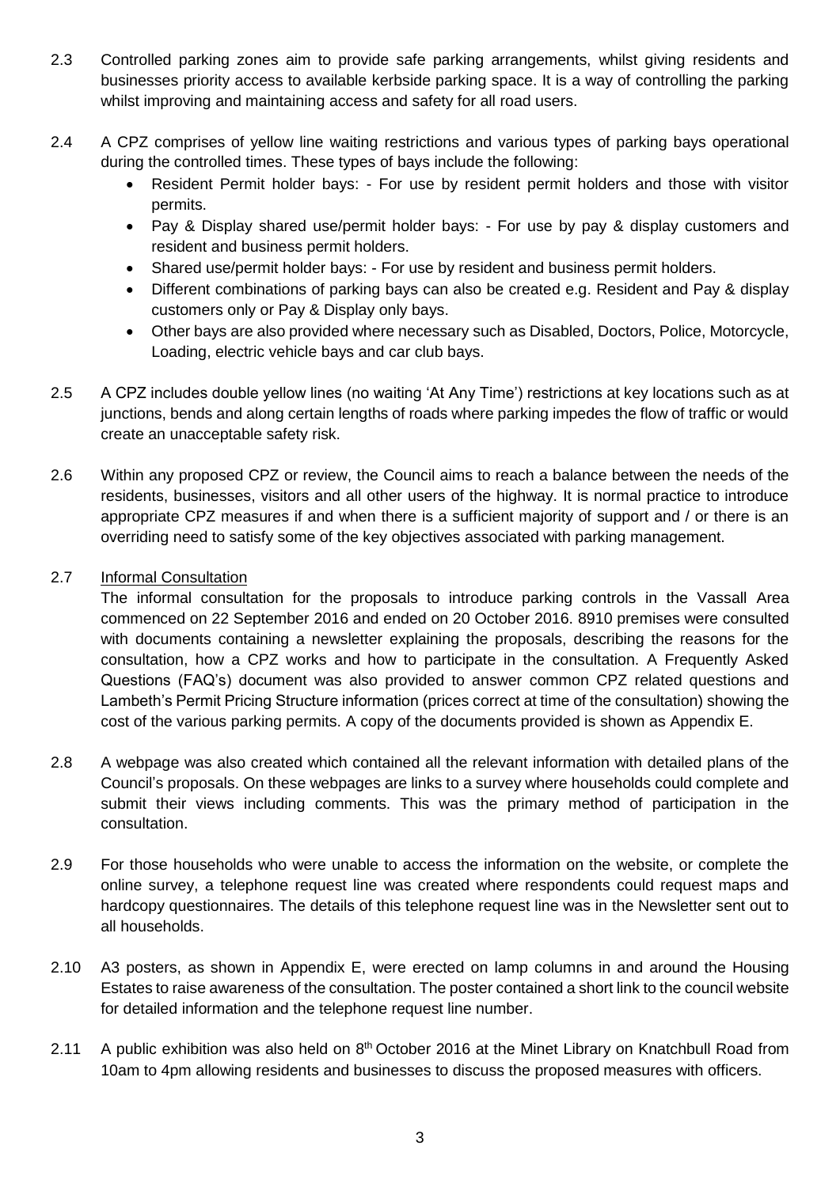2.3 Controlled parking zones aim to provide safe parking arrangements, whilst giving residents and businesses priority access to available kerbside parking space. It is a way of controlling the parking whilst improving and maintaining access and safety for all road users.

2.4 A CPZ comprises of yellow line waiting restrictions and various types of parking bays operational during the controlled times. These types of bays include the following:

- Resident Permit holder bays: - For use by resident permit holders and those with visitor permits.
- Pay & Display shared use/permit holder bays: - For use by pay & display customers and resident and business permit holders.
- Shared use/permit holder bays: - For use by resident and business permit holders.
- Different combinations of parking bays can also be created e.g. Resident and Pay & display customers only or Pay & Display only bays.
- Other bays are also provided where necessary such as Disabled, Doctors, Police, Motorcycle, Loading, electric vehicle bays and car club bays.

2.5 A CPZ includes double yellow lines (no waiting 'At Any Time') restrictions at key locations such as at junctions, bends and along certain lengths of roads where parking impedes the flow of traffic or would create an unacceptable safety risk.

2.6 Within any proposed CPZ or review, the Council aims to reach a balance between the needs of the residents, businesses, visitors and all other users of the highway. It is normal practice to introduce appropriate CPZ measures if and when there is a sufficient majority of support and / or there is an overriding need to satisfy some of the key objectives associated with parking management.

2.7 Informal Consultation

The informal consultation for the proposals to introduce parking controls in the Vassall Area commenced on 22 September 2016 and ended on 20 October 2016. 8910 premises were consulted with documents containing a newsletter explaining the proposals, describing the reasons for the consultation, how a CPZ works and how to participate in the consultation. A Frequently Asked Questions (FAQ's) document was also provided to answer common CPZ related questions and Lambeth's Permit Pricing Structure information (prices correct at time of the consultation) showing the cost of the various parking permits. A copy of the documents provided is shown as Appendix E.

2.8 A webpage was also created which contained all the relevant information with detailed plans of the Council's proposals. On these webpages are links to a survey where households could complete and submit their views including comments. This was the primary method of participation in the consultation.

2.9 For those households who were unable to access the information on the website, or complete the online survey, a telephone request line was created where respondents could request maps and hardcopy questionnaires. The details of this telephone request line was in the Newsletter sent out to all households.

2.10 A3 posters, as shown in Appendix E, were erected on lamp columns in and around the Housing Estates to raise awareness of the consultation. The poster contained a short link to the council website for detailed information and the telephone request line number.

2.11 A public exhibition was also held on 8th October 2016 at the Minet Library on Knatchbull Road from 10am to 4pm allowing residents and businesses to discuss the proposed measures with officers.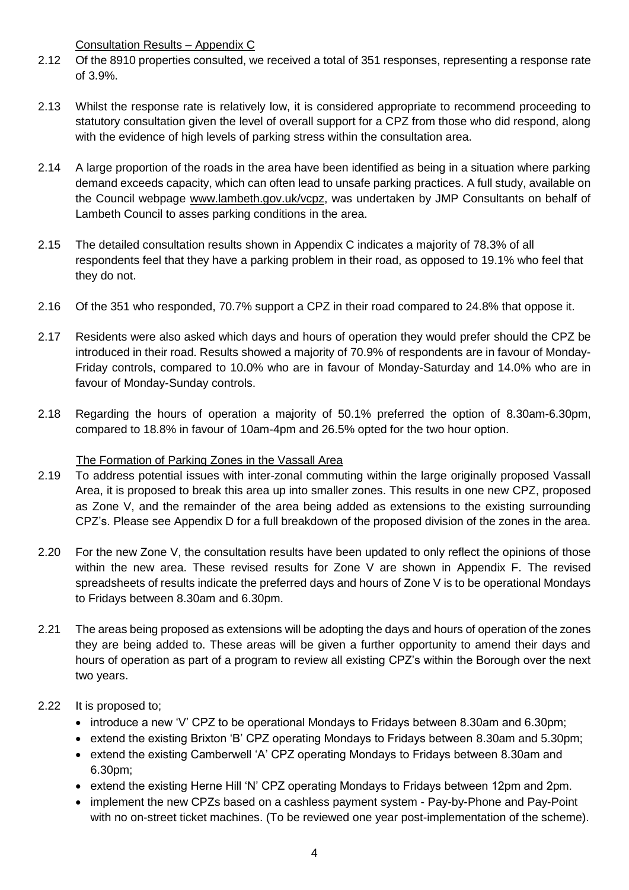Consultation Results – Appendix C

2.12 Of the 8910 properties consulted, we received a total of 351 responses, representing a response rate of 3.9%.

2.13 Whilst the response rate is relatively low, it is considered appropriate to recommend proceeding to statutory consultation given the level of overall support for a CPZ from those who did respond, along with the evidence of high levels of parking stress within the consultation area.

2.14 A large proportion of the roads in the area have been identified as being in a situation where parking demand exceeds capacity, which can often lead to unsafe parking practices. A full study, available on the Council webpage www.lambeth.gov.uk/vcpz, was undertaken by JMP Consultants on behalf of Lambeth Council to asses parking conditions in the area.

2.15 The detailed consultation results shown in Appendix C indicates a majority of 78.3% of all respondents feel that they have a parking problem in their road, as opposed to 19.1% who feel that they do not.

2.16 Of the 351 who responded, 70.7% support a CPZ in their road compared to 24.8% that oppose it.

2.17 Residents were also asked which days and hours of operation they would prefer should the CPZ be introduced in their road. Results showed a majority of 70.9% of respondents are in favour of Monday-Friday controls, compared to 10.0% who are in favour of Monday-Saturday and 14.0% who are in favour of Monday-Sunday controls.

2.18 Regarding the hours of operation a majority of 50.1% preferred the option of 8.30am-6.30pm, compared to 18.8% in favour of 10am-4pm and 26.5% opted for the two hour option.

The Formation of Parking Zones in the Vassall Area

2.19 To address potential issues with inter-zonal commuting within the large originally proposed Vassall Area, it is proposed to break this area up into smaller zones. This results in one new CPZ, proposed as Zone V, and the remainder of the area being added as extensions to the existing surrounding CPZ's. Please see Appendix D for a full breakdown of the proposed division of the zones in the area.

2.20 For the new Zone V, the consultation results have been updated to only reflect the opinions of those within the new area. These revised results for Zone V are shown in Appendix F. The revised spreadsheets of results indicate the preferred days and hours of Zone V is to be operational Mondays to Fridays between 8.30am and 6.30pm.

2.21 The areas being proposed as extensions will be adopting the days and hours of operation of the zones they are being added to. These areas will be given a further opportunity to amend their days and hours of operation as part of a program to review all existing CPZ's within the Borough over the next two years.

2.22 It is proposed to;

- introduce a new 'V' CPZ to be operational Mondays to Fridays between 8.30am and 6.30pm;
- extend the existing Brixton 'B' CPZ operating Mondays to Fridays between 8.30am and 5.30pm;
- extend the existing Camberwell 'A' CPZ operating Mondays to Fridays between 8.30am and 6.30pm;
- extend the existing Herne Hill 'N' CPZ operating Mondays to Fridays between 12pm and 2pm.
- implement the new CPZs based on a cashless payment system - Pay-by-Phone and Pay-Point with no on-street ticket machines. (To be reviewed one year post-implementation of the scheme).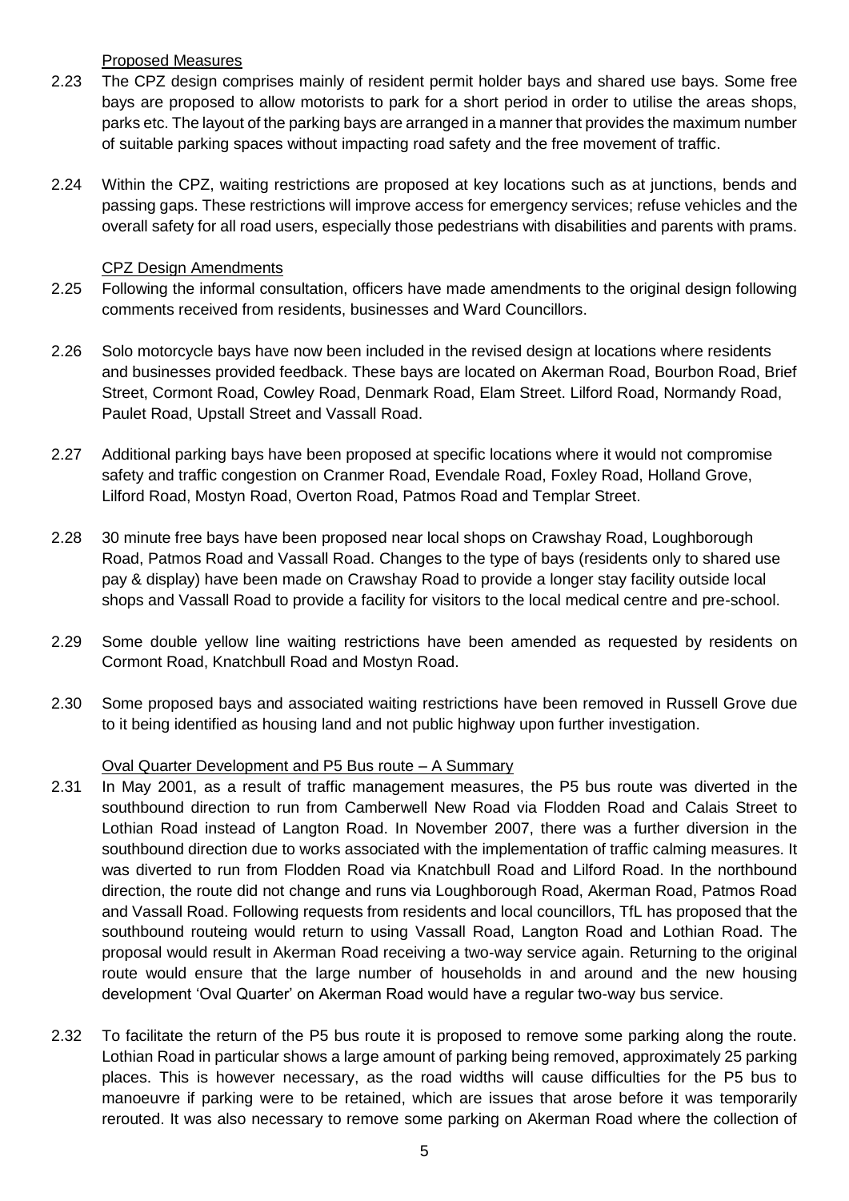Proposed Measures

2.23 The CPZ design comprises mainly of resident permit holder bays and shared use bays. Some free bays are proposed to allow motorists to park for a short period in order to utilise the areas shops, parks etc. The layout of the parking bays are arranged in a manner that provides the maximum number of suitable parking spaces without impacting road safety and the free movement of traffic.

2.24 Within the CPZ, waiting restrictions are proposed at key locations such as at junctions, bends and passing gaps. These restrictions will improve access for emergency services; refuse vehicles and the overall safety for all road users, especially those pedestrians with disabilities and parents with prams.

CPZ Design Amendments

2.25 Following the informal consultation, officers have made amendments to the original design following comments received from residents, businesses and Ward Councillors.

2.26 Solo motorcycle bays have now been included in the revised design at locations where residents and businesses provided feedback. These bays are located on Akerman Road, Bourbon Road, Brief Street, Cormont Road, Cowley Road, Denmark Road, Elam Street. Lilford Road, Normandy Road, Paulet Road, Upstall Street and Vassall Road.

2.27 Additional parking bays have been proposed at specific locations where it would not compromise safety and traffic congestion on Cranmer Road, Evendale Road, Foxley Road, Holland Grove, Lilford Road, Mostyn Road, Overton Road, Patmos Road and Templar Street.

2.28 30 minute free bays have been proposed near local shops on Crawshay Road, Loughborough Road, Patmos Road and Vassall Road. Changes to the type of bays (residents only to shared use pay & display) have been made on Crawshay Road to provide a longer stay facility outside local shops and Vassall Road to provide a facility for visitors to the local medical centre and pre-school.

2.29 Some double yellow line waiting restrictions have been amended as requested by residents on Cormont Road, Knatchbull Road and Mostyn Road.

2.30 Some proposed bays and associated waiting restrictions have been removed in Russell Grove due to it being identified as housing land and not public highway upon further investigation.

Oval Quarter Development and P5 Bus route – A Summary

2.31 In May 2001, as a result of traffic management measures, the P5 bus route was diverted in the southbound direction to run from Camberwell New Road via Flodden Road and Calais Street to Lothian Road instead of Langton Road. In November 2007, there was a further diversion in the southbound direction due to works associated with the implementation of traffic calming measures. It was diverted to run from Flodden Road via Knatchbull Road and Lilford Road. In the northbound direction, the route did not change and runs via Loughborough Road, Akerman Road, Patmos Road and Vassall Road. Following requests from residents and local councillors, TfL has proposed that the southbound routeing would return to using Vassall Road, Langton Road and Lothian Road. The proposal would result in Akerman Road receiving a two-way service again. Returning to the original route would ensure that the large number of households in and around and the new housing development 'Oval Quarter' on Akerman Road would have a regular two-way bus service.

2.32 To facilitate the return of the P5 bus route it is proposed to remove some parking along the route. Lothian Road in particular shows a large amount of parking being removed, approximately 25 parking places. This is however necessary, as the road widths will cause difficulties for the P5 bus to manoeuvre if parking were to be retained, which are issues that arose before it was temporarily rerouted. It was also necessary to remove some parking on Akerman Road where the collection of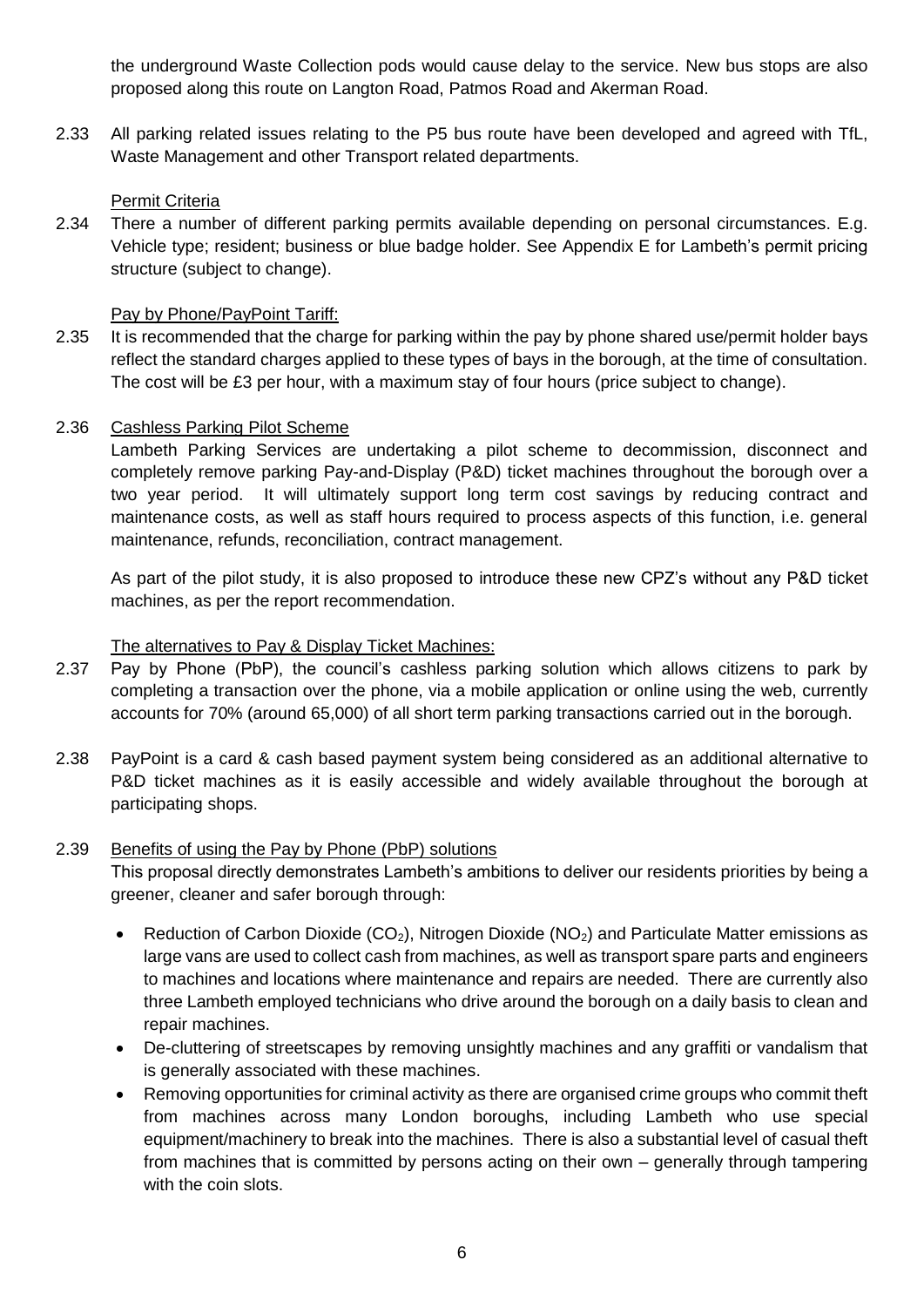the underground Waste Collection pods would cause delay to the service. New bus stops are also proposed along this route on Langton Road, Patmos Road and Akerman Road.

2.33 All parking related issues relating to the P5 bus route have been developed and agreed with TfL, Waste Management and other Transport related departments.

Permit Criteria

2.34 There a number of different parking permits available depending on personal circumstances. E.g. Vehicle type; resident; business or blue badge holder. See Appendix E for Lambeth's permit pricing structure (subject to change).

Pay by Phone/PayPoint Tariff:

2.35 It is recommended that the charge for parking within the pay by phone shared use/permit holder bays reflect the standard charges applied to these types of bays in the borough, at the time of consultation. The cost will be £3 per hour, with a maximum stay of four hours (price subject to change).

2.36 Cashless Parking Pilot Scheme

Lambeth Parking Services are undertaking a pilot scheme to decommission, disconnect and completely remove parking Pay-and-Display (P&D) ticket machines throughout the borough over a two year period. It will ultimately support long term cost savings by reducing contract and maintenance costs, as well as staff hours required to process aspects of this function, i.e. general maintenance, refunds, reconciliation, contract management.

As part of the pilot study, it is also proposed to introduce these new CPZ's without any P&D ticket machines, as per the report recommendation.

The alternatives to Pay & Display Ticket Machines:

2.37 Pay by Phone (PbP), the council's cashless parking solution which allows citizens to park by completing a transaction over the phone, via a mobile application or online using the web, currently accounts for 70% (around 65,000) of all short term parking transactions carried out in the borough.

2.38 PayPoint is a card & cash based payment system being considered as an additional alternative to P&D ticket machines as it is easily accessible and widely available throughout the borough at participating shops.

2.39 Benefits of using the Pay by Phone (PbP) solutions

This proposal directly demonstrates Lambeth's ambitions to deliver our residents priorities by being a greener, cleaner and safer borough through:

- Reduction of Carbon Dioxide ($CO_2$), Nitrogen Dioxide ($NO_2$) and Particulate Matter emissions as large vans are used to collect cash from machines, as well as transport spare parts and engineers to machines and locations where maintenance and repairs are needed. There are currently also three Lambeth employed technicians who drive around the borough on a daily basis to clean and repair machines.
- De-cluttering of streetscapes by removing unsightly machines and any graffiti or vandalism that is generally associated with these machines.
- Removing opportunities for criminal activity as there are organised crime groups who commit theft from machines across many London boroughs, including Lambeth who use special equipment/machinery to break into the machines. There is also a substantial level of casual theft from machines that is committed by persons acting on their own – generally through tampering with the coin slots.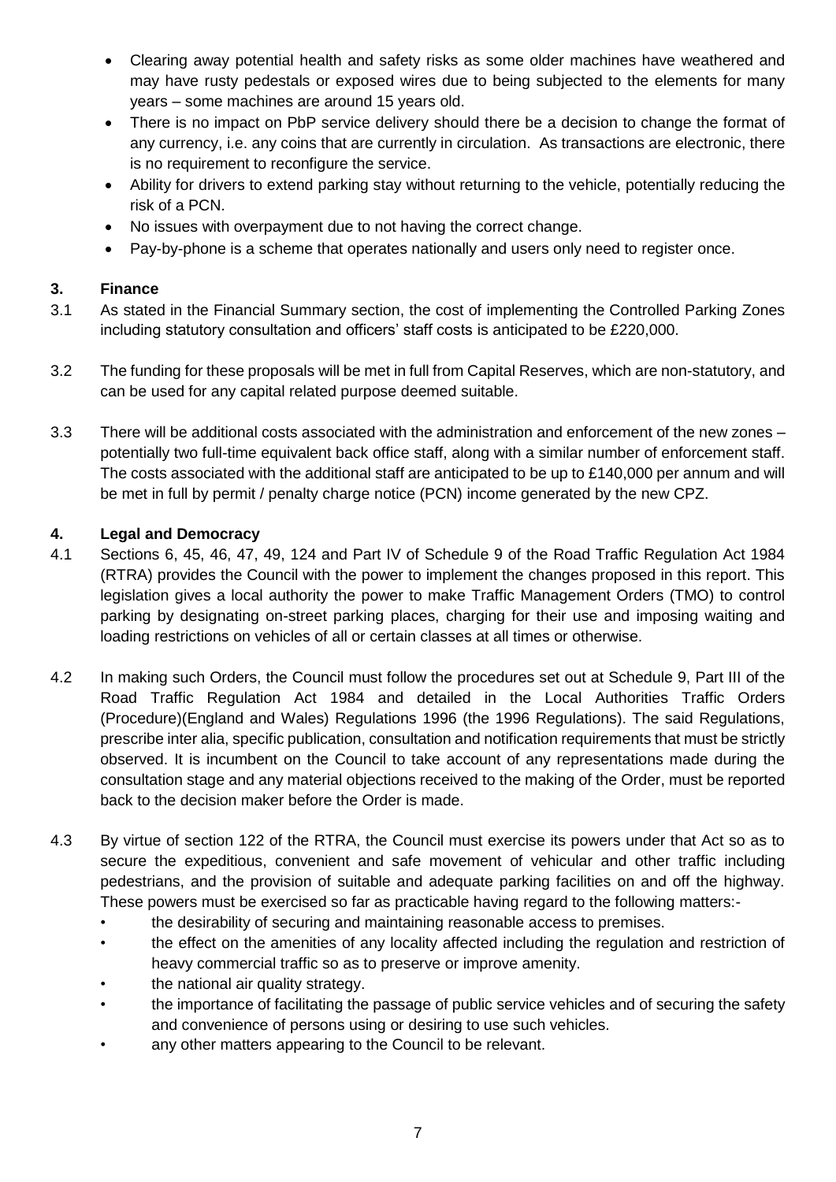- Clearing away potential health and safety risks as some older machines have weathered and may have rusty pedestals or exposed wires due to being subjected to the elements for many years – some machines are around 15 years old.
- There is no impact on PbP service delivery should there be a decision to change the format of any currency, i.e. any coins that are currently in circulation. As transactions are electronic, there is no requirement to reconfigure the service.
- Ability for drivers to extend parking stay without returning to the vehicle, potentially reducing the risk of a PCN.
- No issues with overpayment due to not having the correct change.
- Pay-by-phone is a scheme that operates nationally and users only need to register once.

## 3. Finance

3.1 As stated in the Financial Summary section, the cost of implementing the Controlled Parking Zones including statutory consultation and officers' staff costs is anticipated to be £220,000.

3.2 The funding for these proposals will be met in full from Capital Reserves, which are non-statutory, and can be used for any capital related purpose deemed suitable.

3.3 There will be additional costs associated with the administration and enforcement of the new zones – potentially two full-time equivalent back office staff, along with a similar number of enforcement staff. The costs associated with the additional staff are anticipated to be up to £140,000 per annum and will be met in full by permit / penalty charge notice (PCN) income generated by the new CPZ.

## 4. Legal and Democracy

4.1 Sections 6, 45, 46, 47, 49, 124 and Part IV of Schedule 9 of the Road Traffic Regulation Act 1984 (RTRA) provides the Council with the power to implement the changes proposed in this report. This legislation gives a local authority the power to make Traffic Management Orders (TMO) to control parking by designating on-street parking places, charging for their use and imposing waiting and loading restrictions on vehicles of all or certain classes at all times or otherwise.

4.2 In making such Orders, the Council must follow the procedures set out at Schedule 9, Part III of the Road Traffic Regulation Act 1984 and detailed in the Local Authorities Traffic Orders (Procedure)(England and Wales) Regulations 1996 (the 1996 Regulations). The said Regulations, prescribe inter alia, specific publication, consultation and notification requirements that must be strictly observed. It is incumbent on the Council to take account of any representations made during the consultation stage and any material objections received to the making of the Order, must be reported back to the decision maker before the Order is made.

4.3 By virtue of section 122 of the RTRA, the Council must exercise its powers under that Act so as to secure the expeditious, convenient and safe movement of vehicular and other traffic including pedestrians, and the provision of suitable and adequate parking facilities on and off the highway. These powers must be exercised so far as practicable having regard to the following matters:-

- the desirability of securing and maintaining reasonable access to premises.
- the effect on the amenities of any locality affected including the regulation and restriction of heavy commercial traffic so as to preserve or improve amenity.
- the national air quality strategy.
- the importance of facilitating the passage of public service vehicles and of securing the safety and convenience of persons using or desiring to use such vehicles.
- any other matters appearing to the Council to be relevant.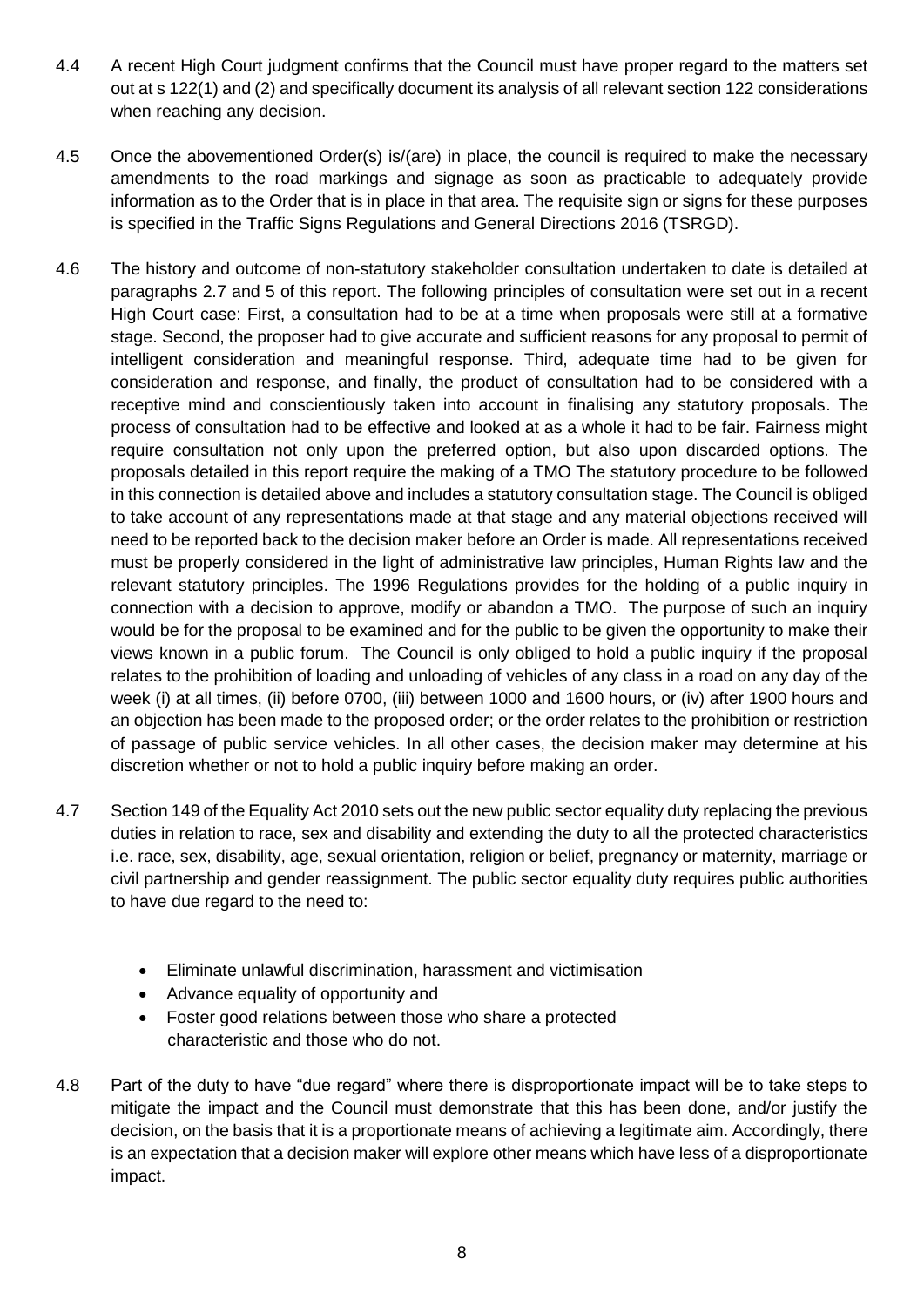4.4 A recent High Court judgment confirms that the Council must have proper regard to the matters set out at s 122(1) and (2) and specifically document its analysis of all relevant section 122 considerations when reaching any decision.

4.5 Once the abovementioned Order(s) is/(are) in place, the council is required to make the necessary amendments to the road markings and signage as soon as practicable to adequately provide information as to the Order that is in place in that area. The requisite sign or signs for these purposes is specified in the Traffic Signs Regulations and General Directions 2016 (TSRGD).

4.6 The history and outcome of non-statutory stakeholder consultation undertaken to date is detailed at paragraphs 2.7 and 5 of this report. The following principles of consultation were set out in a recent High Court case: First, a consultation had to be at a time when proposals were still at a formative stage. Second, the proposer had to give accurate and sufficient reasons for any proposal to permit of intelligent consideration and meaningful response. Third, adequate time had to be given for consideration and response, and finally, the product of consultation had to be considered with a receptive mind and conscientiously taken into account in finalising any statutory proposals. The process of consultation had to be effective and looked at as a whole it had to be fair. Fairness might require consultation not only upon the preferred option, but also upon discarded options. The proposals detailed in this report require the making of a TMO The statutory procedure to be followed in this connection is detailed above and includes a statutory consultation stage. The Council is obliged to take account of any representations made at that stage and any material objections received will need to be reported back to the decision maker before an Order is made. All representations received must be properly considered in the light of administrative law principles, Human Rights law and the relevant statutory principles. The 1996 Regulations provides for the holding of a public inquiry in connection with a decision to approve, modify or abandon a TMO. The purpose of such an inquiry would be for the proposal to be examined and for the public to be given the opportunity to make their views known in a public forum. The Council is only obliged to hold a public inquiry if the proposal relates to the prohibition of loading and unloading of vehicles of any class in a road on any day of the week (i) at all times, (ii) before 0700, (iii) between 1000 and 1600 hours, or (iv) after 1900 hours and an objection has been made to the proposed order; or the order relates to the prohibition or restriction of passage of public service vehicles. In all other cases, the decision maker may determine at his discretion whether or not to hold a public inquiry before making an order.

4.7 Section 149 of the Equality Act 2010 sets out the new public sector equality duty replacing the previous duties in relation to race, sex and disability and extending the duty to all the protected characteristics i.e. race, sex, disability, age, sexual orientation, religion or belief, pregnancy or maternity, marriage or civil partnership and gender reassignment. The public sector equality duty requires public authorities to have due regard to the need to:

- Eliminate unlawful discrimination, harassment and victimisation
- Advance equality of opportunity and
- Foster good relations between those who share a protected characteristic and those who do not.

4.8 Part of the duty to have "due regard" where there is disproportionate impact will be to take steps to mitigate the impact and the Council must demonstrate that this has been done, and/or justify the decision, on the basis that it is a proportionate means of achieving a legitimate aim. Accordingly, there is an expectation that a decision maker will explore other means which have less of a disproportionate impact.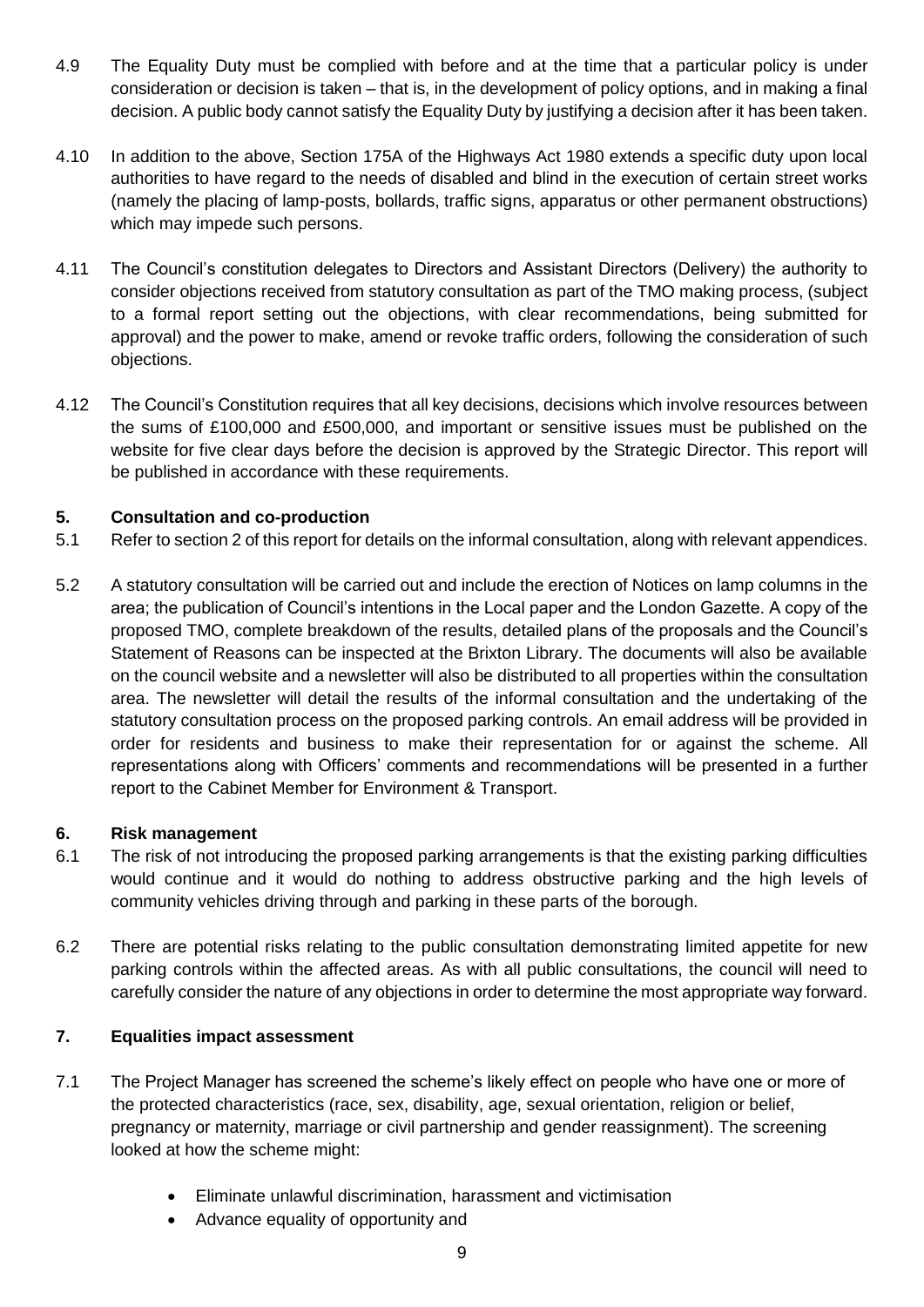4.9 The Equality Duty must be complied with before and at the time that a particular policy is under consideration or decision is taken – that is, in the development of policy options, and in making a final decision. A public body cannot satisfy the Equality Duty by justifying a decision after it has been taken.

4.10 In addition to the above, Section 175A of the Highways Act 1980 extends a specific duty upon local authorities to have regard to the needs of disabled and blind in the execution of certain street works (namely the placing of lamp-posts, bollards, traffic signs, apparatus or other permanent obstructions) which may impede such persons.

4.11 The Council's constitution delegates to Directors and Assistant Directors (Delivery) the authority to consider objections received from statutory consultation as part of the TMO making process, (subject to a formal report setting out the objections, with clear recommendations, being submitted for approval) and the power to make, amend or revoke traffic orders, following the consideration of such objections.

4.12 The Council's Constitution requires that all key decisions, decisions which involve resources between the sums of £100,000 and £500,000, and important or sensitive issues must be published on the website for five clear days before the decision is approved by the Strategic Director. This report will be published in accordance with these requirements.

## 5. Consultation and co-production

5.1 Refer to section 2 of this report for details on the informal consultation, along with relevant appendices.

5.2 A statutory consultation will be carried out and include the erection of Notices on lamp columns in the area; the publication of Council's intentions in the Local paper and the London Gazette. A copy of the proposed TMO, complete breakdown of the results, detailed plans of the proposals and the Council's Statement of Reasons can be inspected at the Brixton Library. The documents will also be available on the council website and a newsletter will also be distributed to all properties within the consultation area. The newsletter will detail the results of the informal consultation and the undertaking of the statutory consultation process on the proposed parking controls. An email address will be provided in order for residents and business to make their representation for or against the scheme. All representations along with Officers' comments and recommendations will be presented in a further report to the Cabinet Member for Environment & Transport.

## 6. Risk management

6.1 The risk of not introducing the proposed parking arrangements is that the existing parking difficulties would continue and it would do nothing to address obstructive parking and the high levels of community vehicles driving through and parking in these parts of the borough.

6.2 There are potential risks relating to the public consultation demonstrating limited appetite for new parking controls within the affected areas. As with all public consultations, the council will need to carefully consider the nature of any objections in order to determine the most appropriate way forward.

## 7. Equalities impact assessment

7.1 The Project Manager has screened the scheme's likely effect on people who have one or more of the protected characteristics (race, sex, disability, age, sexual orientation, religion or belief, pregnancy or maternity, marriage or civil partnership and gender reassignment). The screening looked at how the scheme might:

- Eliminate unlawful discrimination, harassment and victimisation
- Advance equality of opportunity and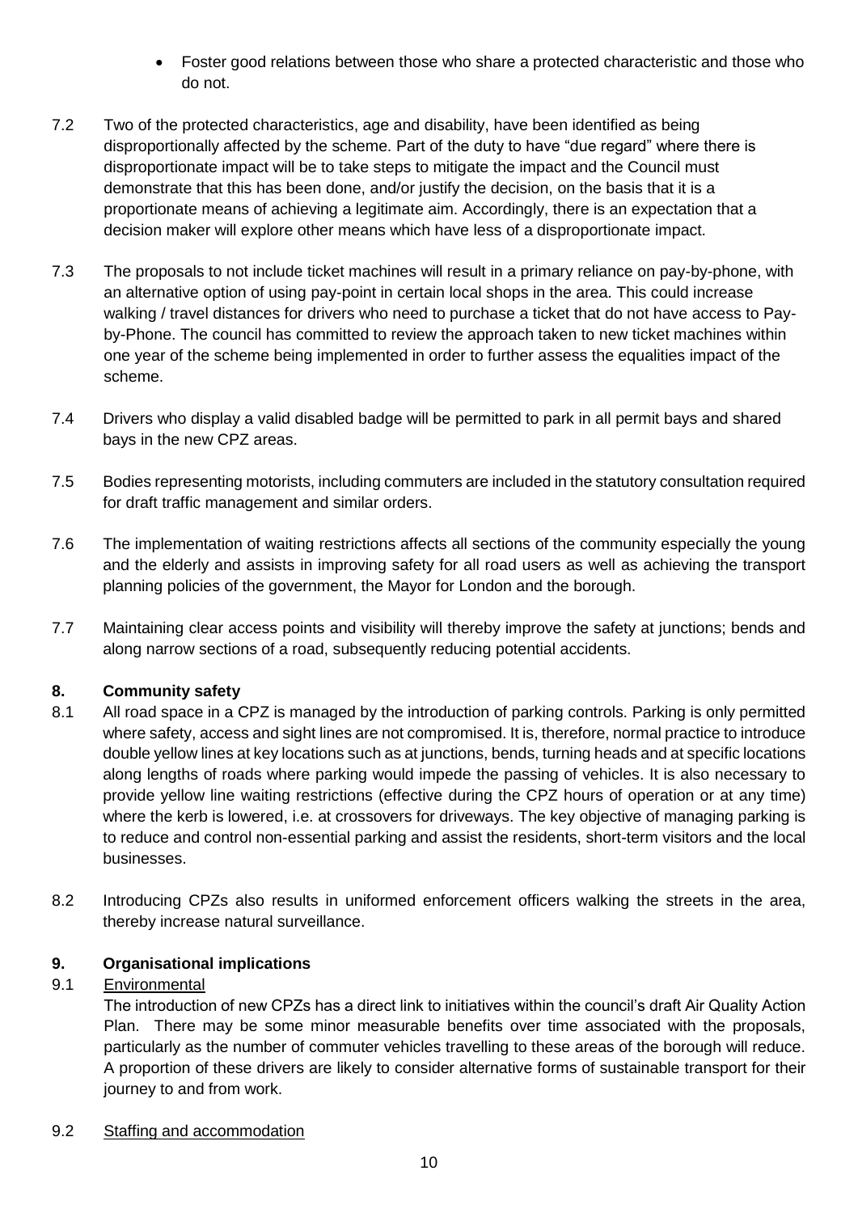- Foster good relations between those who share a protected characteristic and those who do not.

7.2 Two of the protected characteristics, age and disability, have been identified as being disproportionally affected by the scheme. Part of the duty to have "due regard" where there is disproportionate impact will be to take steps to mitigate the impact and the Council must demonstrate that this has been done, and/or justify the decision, on the basis that it is a proportionate means of achieving a legitimate aim. Accordingly, there is an expectation that a decision maker will explore other means which have less of a disproportionate impact.

7.3 The proposals to not include ticket machines will result in a primary reliance on pay-by-phone, with an alternative option of using pay-point in certain local shops in the area. This could increase walking / travel distances for drivers who need to purchase a ticket that do not have access to Pay-by-Phone. The council has committed to review the approach taken to new ticket machines within one year of the scheme being implemented in order to further assess the equalities impact of the scheme.

7.4 Drivers who display a valid disabled badge will be permitted to park in all permit bays and shared bays in the new CPZ areas.

7.5 Bodies representing motorists, including commuters are included in the statutory consultation required for draft traffic management and similar orders.

7.6 The implementation of waiting restrictions affects all sections of the community especially the young and the elderly and assists in improving safety for all road users as well as achieving the transport planning policies of the government, the Mayor for London and the borough.

7.7 Maintaining clear access points and visibility will thereby improve the safety at junctions; bends and along narrow sections of a road, subsequently reducing potential accidents.

## 8. Community safety

8.1 All road space in a CPZ is managed by the introduction of parking controls. Parking is only permitted where safety, access and sight lines are not compromised. It is, therefore, normal practice to introduce double yellow lines at key locations such as at junctions, bends, turning heads and at specific locations along lengths of roads where parking would impede the passing of vehicles. It is also necessary to provide yellow line waiting restrictions (effective during the CPZ hours of operation or at any time) where the kerb is lowered, i.e. at crossovers for driveways. The key objective of managing parking is to reduce and control non-essential parking and assist the residents, short-term visitors and the local businesses.

8.2 Introducing CPZs also results in uniformed enforcement officers walking the streets in the area, thereby increase natural surveillance.

## 9. Organisational implications

9.1 Environmental

The introduction of new CPZs has a direct link to initiatives within the council's draft Air Quality Action Plan. There may be some minor measurable benefits over time associated with the proposals, particularly as the number of commuter vehicles travelling to these areas of the borough will reduce. A proportion of these drivers are likely to consider alternative forms of sustainable transport for their journey to and from work.

9.2 Staffing and accommodation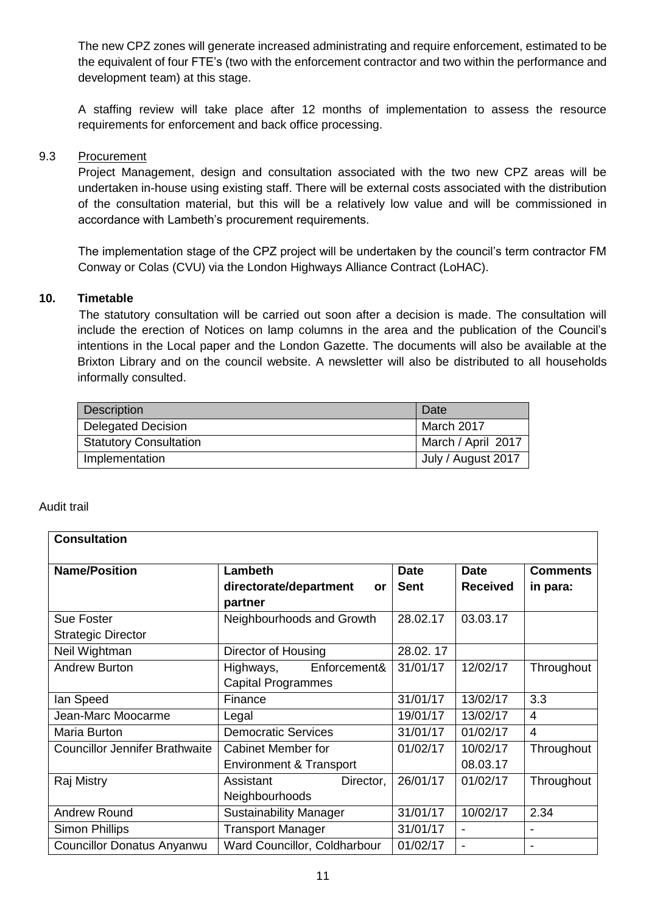The new CPZ zones will generate increased administrating and require enforcement, estimated to be the equivalent of four FTE's (two with the enforcement contractor and two within the performance and development team) at this stage.

A staffing review will take place after 12 months of implementation to assess the resource requirements for enforcement and back office processing.

9.3 Procurement

Project Management, design and consultation associated with the two new CPZ areas will be undertaken in-house using existing staff. There will be external costs associated with the distribution of the consultation material, but this will be a relatively low value and will be commissioned in accordance with Lambeth's procurement requirements.

The implementation stage of the CPZ project will be undertaken by the council's term contractor FM Conway or Colas (CVU) via the London Highways Alliance Contract (LoHAC).

## 10. Timetable

The statutory consultation will be carried out soon after a decision is made. The consultation will include the erection of Notices on lamp columns in the area and the publication of the Council's intentions in the Local paper and the London Gazette. The documents will also be available at the Brixton Library and on the council website. A newsletter will also be distributed to all households informally consulted.

| Description | Date |
|---|---|
| Delegated Decision | March 2017 |
| Statutory Consultation | March / April 2017 |
| Implementation | July / August 2017 |

Audit trail

| **Consultation** | | | | |
|---|---|---|---|---|
| **Name/Position** | **Lambeth directorate/department or partner** | **Date Sent** | **Date Received** | **Comments in para:** |
| Sue Foster Strategic Director | Neighbourhoods and Growth | 28.02.17 | 03.03.17 | |
| Neil Wightman | Director of Housing | 28.02. 17 | | |
| Andrew Burton | Highways, Enforcement& Capital Programmes | 31/01/17 | 12/02/17 | Throughout |
| Ian Speed | Finance | 31/01/17 | 13/02/17 | 3.3 |
| Jean-Marc Moocarme | Legal | 19/01/17 | 13/02/17 | 4 |
| Maria Burton | Democratic Services | 31/01/17 | 01/02/17 | 4 |
| Councillor Jennifer Brathwaite | Cabinet Member for Environment & Transport | 01/02/17 | 10/02/17 08.03.17 | Throughout |
| Raj Mistry | Assistant Director, Neighbourhoods | 26/01/17 | 01/02/17 | Throughout |
| Andrew Round | Sustainability Manager | 31/01/17 | 10/02/17 | 2.34 |
| Simon Phillips | Transport Manager | 31/01/17 | - | - |
| Councillor Donatus Anyanwu | Ward Councillor, Coldharbour | 01/02/17 | - | - |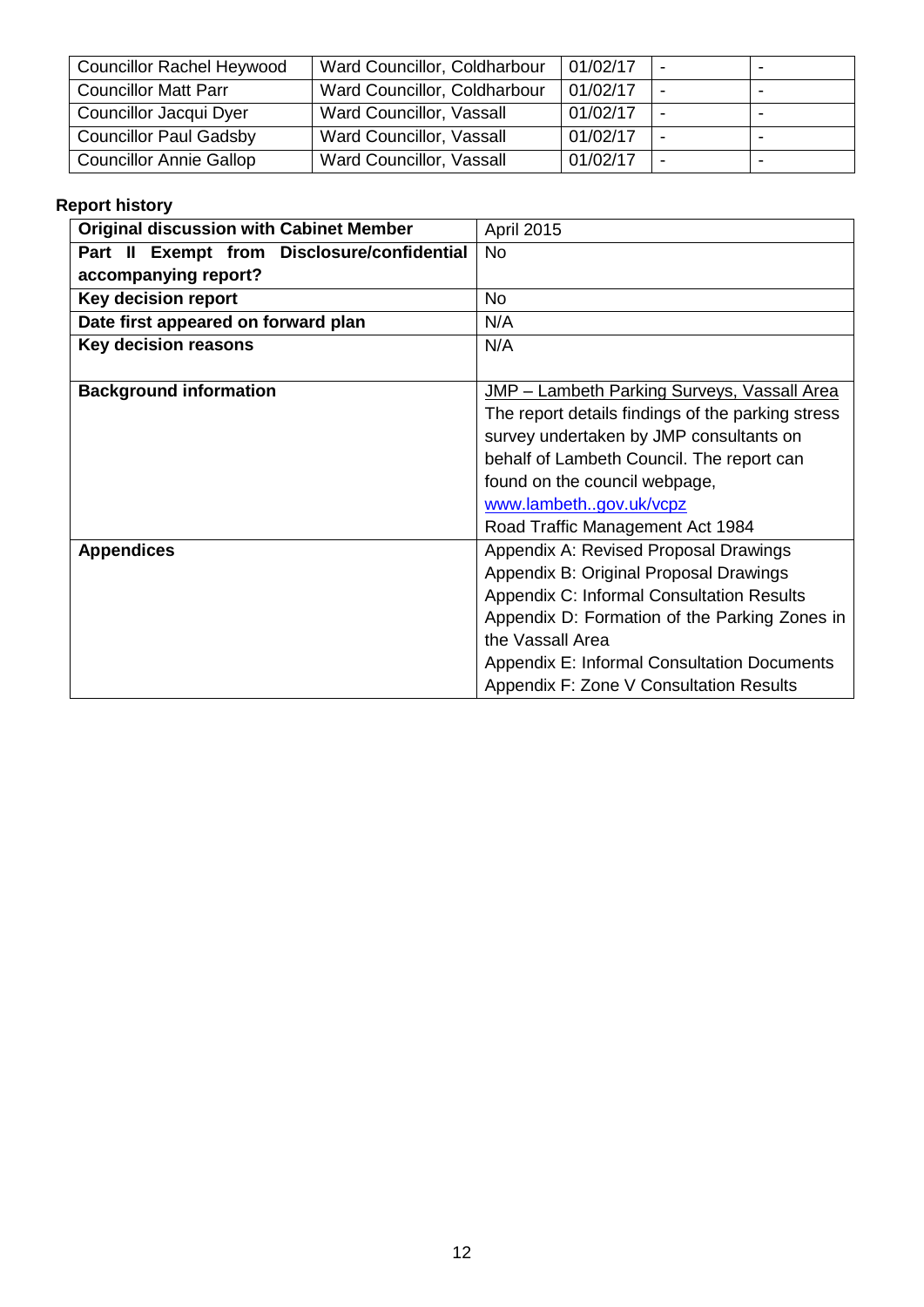| Councillor Rachel Heywood | Ward Councillor, Coldharbour | 01/02/17 | - | - |
|---|---|---|---|---|
| Councillor Matt Parr | Ward Councillor, Coldharbour | 01/02/17 | - | - |
| Councillor Jacqui Dyer | Ward Councillor, Vassall | 01/02/17 | - | - |
| Councillor Paul Gadsby | Ward Councillor, Vassall | 01/02/17 | - | - |
| Councillor Annie Gallop | Ward Councillor, Vassall | 01/02/17 | - | - |

**Report history**

| **Original discussion with Cabinet Member** | April 2015 |
|---|---|
| **Part II Exempt from Disclosure/confidential accompanying report?** | No |
| **Key decision report** | No |
| **Date first appeared on forward plan** | N/A |
| **Key decision reasons** | N/A |
| **Background information** | JMP – Lambeth Parking Surveys, Vassall Area<br>The report details findings of the parking stress survey undertaken by JMP consultants on behalf of Lambeth Council. The report can found on the council webpage, www.lambeth..gov.uk/vcpz<br>Road Traffic Management Act 1984 |
| **Appendices** | Appendix A: Revised Proposal Drawings<br>Appendix B: Original Proposal Drawings<br>Appendix C: Informal Consultation Results<br>Appendix D: Formation of the Parking Zones in the Vassall Area<br>Appendix E: Informal Consultation Documents<br>Appendix F: Zone V Consultation Results |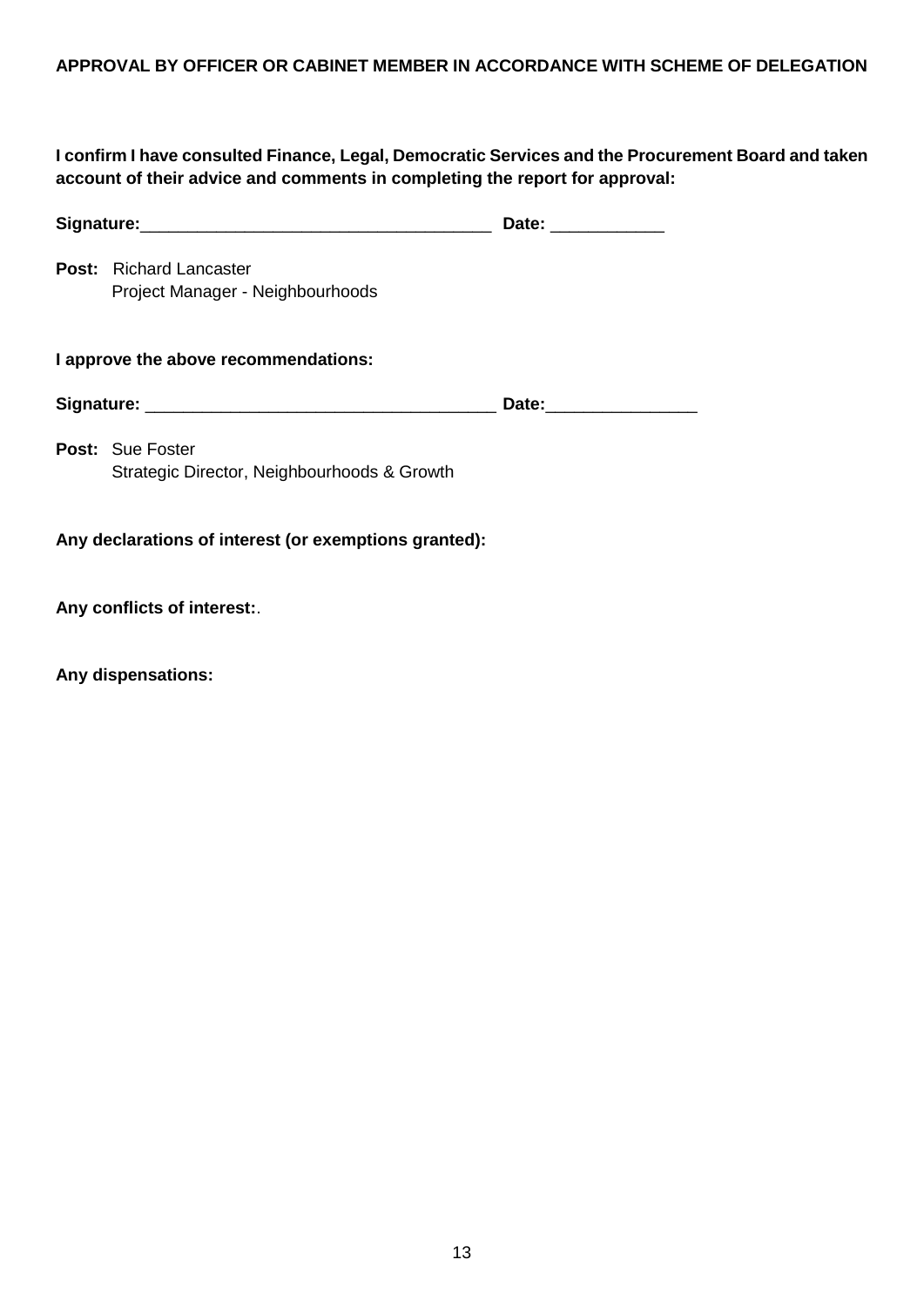**APPROVAL BY OFFICER OR CABINET MEMBER IN ACCORDANCE WITH SCHEME OF DELEGATION**

**I confirm I have consulted Finance, Legal, Democratic Services and the Procurement Board and taken account of their advice and comments in completing the report for approval:**

**Signature:**_____________________________________ **Date:** ____________

**Post:** Richard Lancaster
Project Manager - Neighbourhoods

**I approve the above recommendations:**

**Signature:** _____________________________________ **Date:**________________

**Post:** Sue Foster
Strategic Director, Neighbourhoods & Growth

**Any declarations of interest (or exemptions granted):**

**Any conflicts of interest:**.

**Any dispensations:**